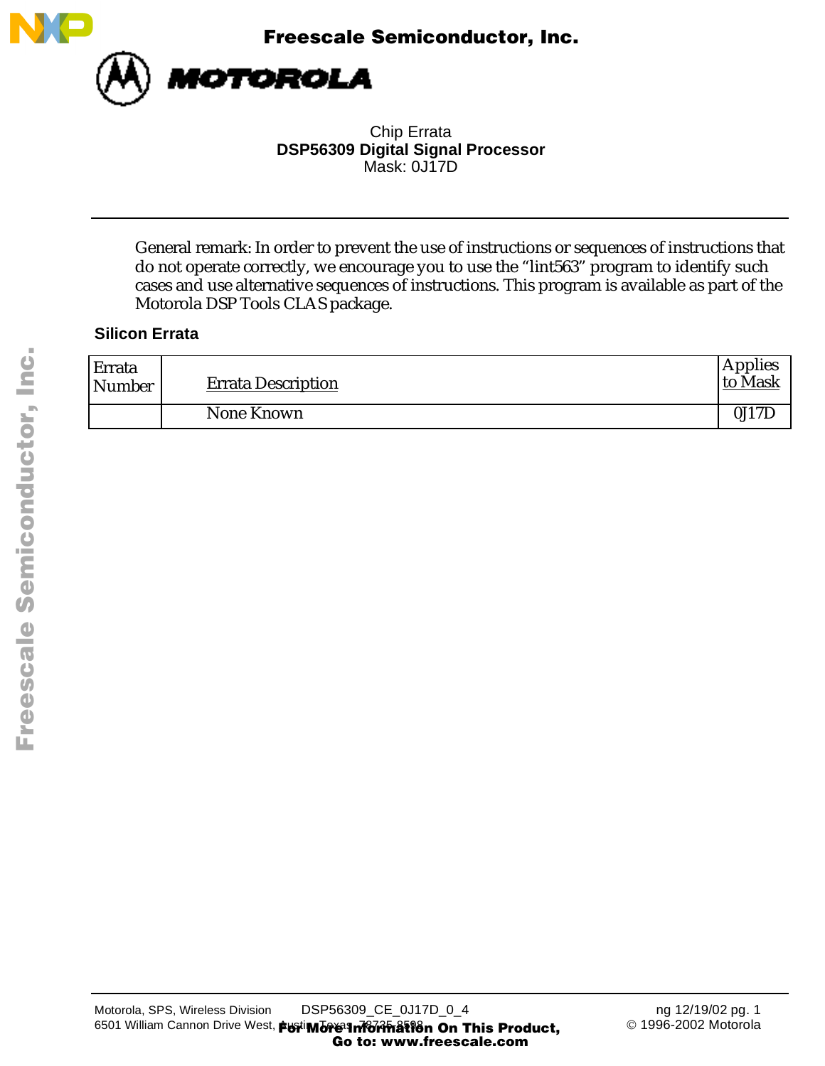Freescale Semiconductor, Inc.

MOTOROLA

Chip Errata
**DSP56309 Digital Signal Processor**
Mask: 0J17D

---

General remark: In order to prevent the use of instructions or sequences of instructions that do not operate correctly, we encourage you to use the “lint563” program to identify such cases and use alternative sequences of instructions. This program is available as part of the Motorola DSP Tools CLAS package.

## Silicon Errata

| Errata Number | Errata Description | Applies to Mask |
|---|---|---|
| | None Known | 0J17D |

Motorola, SPS, Wireless Division    DSP56309_CE_0J17D_0_4    ng 12/19/02 pg. 1
6501 William Cannon Drive West, Austin, Texas, 78735-8598    © 1996-2002 Motorola

For More Information On This Product,
Go to: www.freescale.com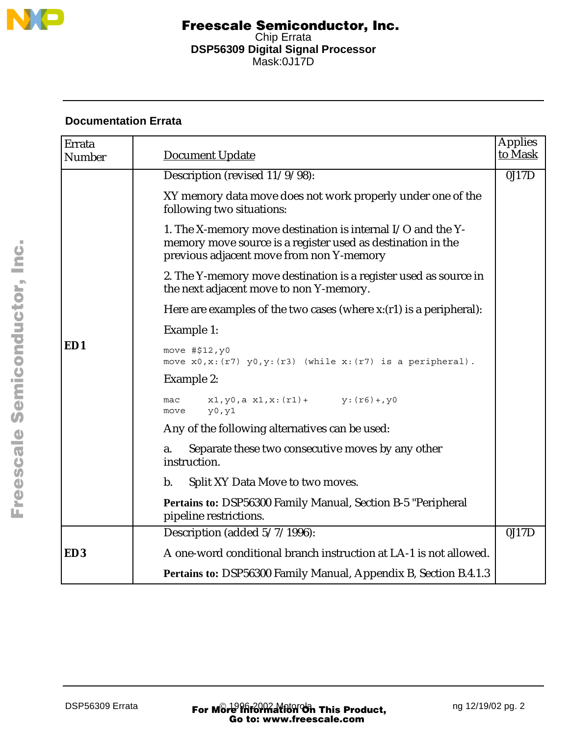## Documentation Errata

| Errata Number | Document Update | Applies to Mask |
|---|---|---|
| **ED1** | Description (revised 11/9/98):<br><br>XY memory data move does not work properly under one of the following two situations:<br><br>1. The X-memory move destination is internal I/O and the Y-memory move source is a register used as destination in the previous adjacent move from non Y-memory<br><br>2. The Y-memory move destination is a register used as source in the next adjacent move to non Y-memory.<br><br>Here are examples of the two cases (where x:(r1) is a peripheral):<br><br>Example 1:<br><br>`move #$12,y0`<br>`move x0,x:(r7) y0,y:(r3) (while x:(r7) is a peripheral).`<br><br>Example 2:<br><br>`mac     x1,y0,a x1,x:(r1)+      y:(r6)+,y0`<br>`move    y0,y1`<br><br>Any of the following alternatives can be used:<br><br>a. Separate these two consecutive moves by any other instruction.<br><br>b. Split XY Data Move to two moves.<br><br>**Pertains to:** DSP56300 Family Manual, Section B-5 "Peripheral pipeline restrictions. | 0J17D |
| **ED3** | Description (added 5/7/1996):<br><br>A one-word conditional branch instruction at LA-1 is not allowed.<br><br>**Pertains to:** DSP56300 Family Manual, Appendix B, Section B.4.1.3 | 0J17D |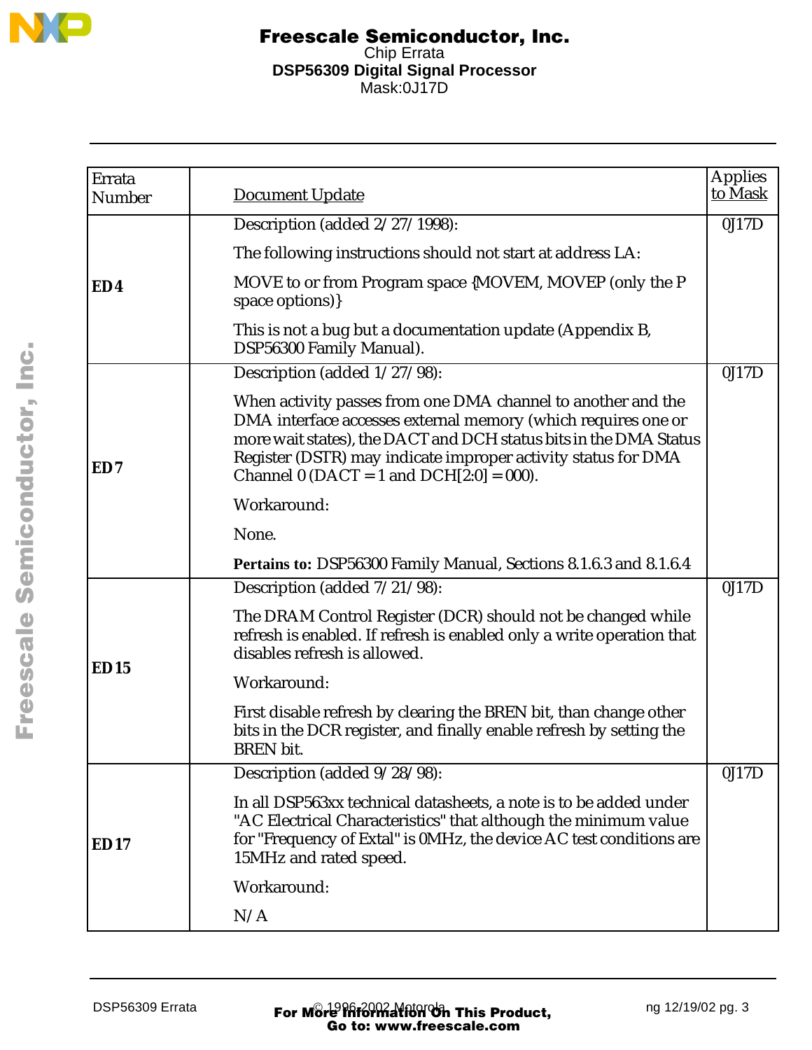| Errata Number | Document Update | Applies to Mask |
|---|---|---|
| **ED4** | Description (added 2/27/1998):<br><br>The following instructions should not start at address LA:<br><br>MOVE to or from Program space {MOVEM, MOVEP (only the P space options)}<br><br>This is not a bug but a documentation update (Appendix B, DSP56300 Family Manual). | 0J17D |
| **ED7** | Description (added 1/27/98):<br><br>When activity passes from one DMA channel to another and the DMA interface accesses external memory (which requires one or more wait states), the DACT and DCH status bits in the DMA Status Register (DSTR) may indicate improper activity status for DMA Channel 0 (DACT = 1 and DCH[2:0] = 000).<br><br>Workaround:<br><br>None.<br><br>**Pertains to:** DSP56300 Family Manual, Sections 8.1.6.3 and 8.1.6.4 | 0J17D |
| **ED15** | Description (added 7/21/98):<br><br>The DRAM Control Register (DCR) should not be changed while refresh is enabled. If refresh is enabled only a write operation that disables refresh is allowed.<br><br>Workaround:<br><br>First disable refresh by clearing the BREN bit, than change other bits in the DCR register, and finally enable refresh by setting the BREN bit. | 0J17D |
| **ED17** | Description (added 9/28/98):<br><br>In all DSP563xx technical datasheets, a note is to be added under "AC Electrical Characteristics" that although the minimum value for "Frequency of Extal" is 0MHz, the device AC test conditions are 15MHz and rated speed.<br><br>Workaround:<br><br>N/A | 0J17D |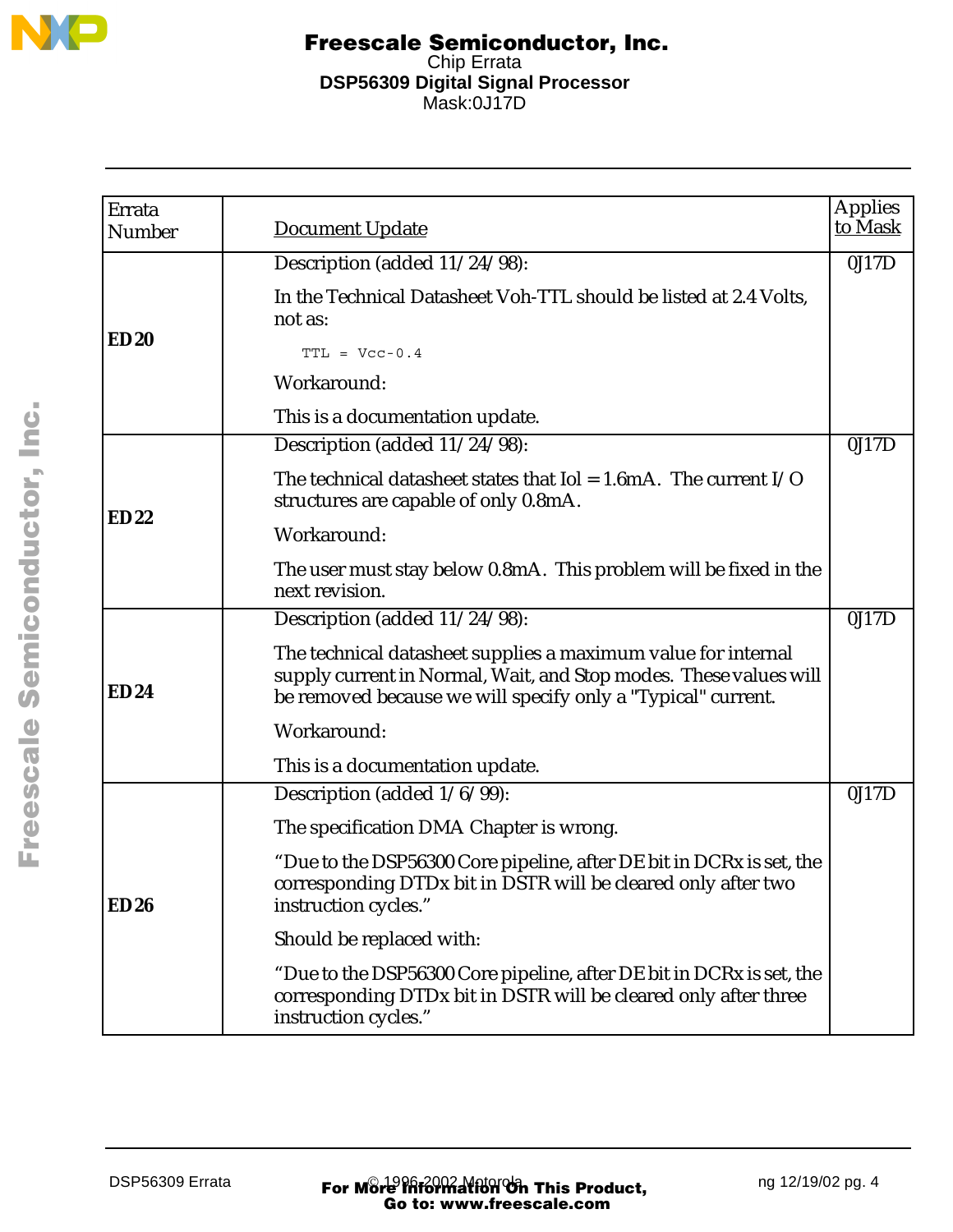| Errata Number | Document Update | Applies to Mask |
|---|---|---|
| **ED 20** | Description (added 11/24/98):<br><br>In the Technical Datasheet Voh-TTL should be listed at 2.4 Volts, not as:<br><br>`TTL = Vcc-0.4`<br><br>Workaround:<br><br>This is a documentation update. | 0J17D |
| **ED 22** | Description (added 11/24/98):<br><br>The technical datasheet states that Iol = 1.6mA. The current I/O structures are capable of only 0.8mA.<br><br>Workaround:<br><br>The user must stay below 0.8mA. This problem will be fixed in the next revision. | 0J17D |
| **ED 24** | Description (added 11/24/98):<br><br>The technical datasheet supplies a maximum value for internal supply current in Normal, Wait, and Stop modes. These values will be removed because we will specify only a "Typical" current.<br><br>Workaround:<br><br>This is a documentation update. | 0J17D |
| **ED 26** | Description (added 1/6/99):<br><br>The specification DMA Chapter is wrong.<br><br>"Due to the DSP56300 Core pipeline, after DE bit in DCRx is set, the corresponding DTDx bit in DSTR will be cleared only after two instruction cycles."<br><br>Should be replaced with:<br><br>"Due to the DSP56300 Core pipeline, after DE bit in DCRx is set, the corresponding DTDx bit in DSTR will be cleared only after three instruction cycles." | 0J17D |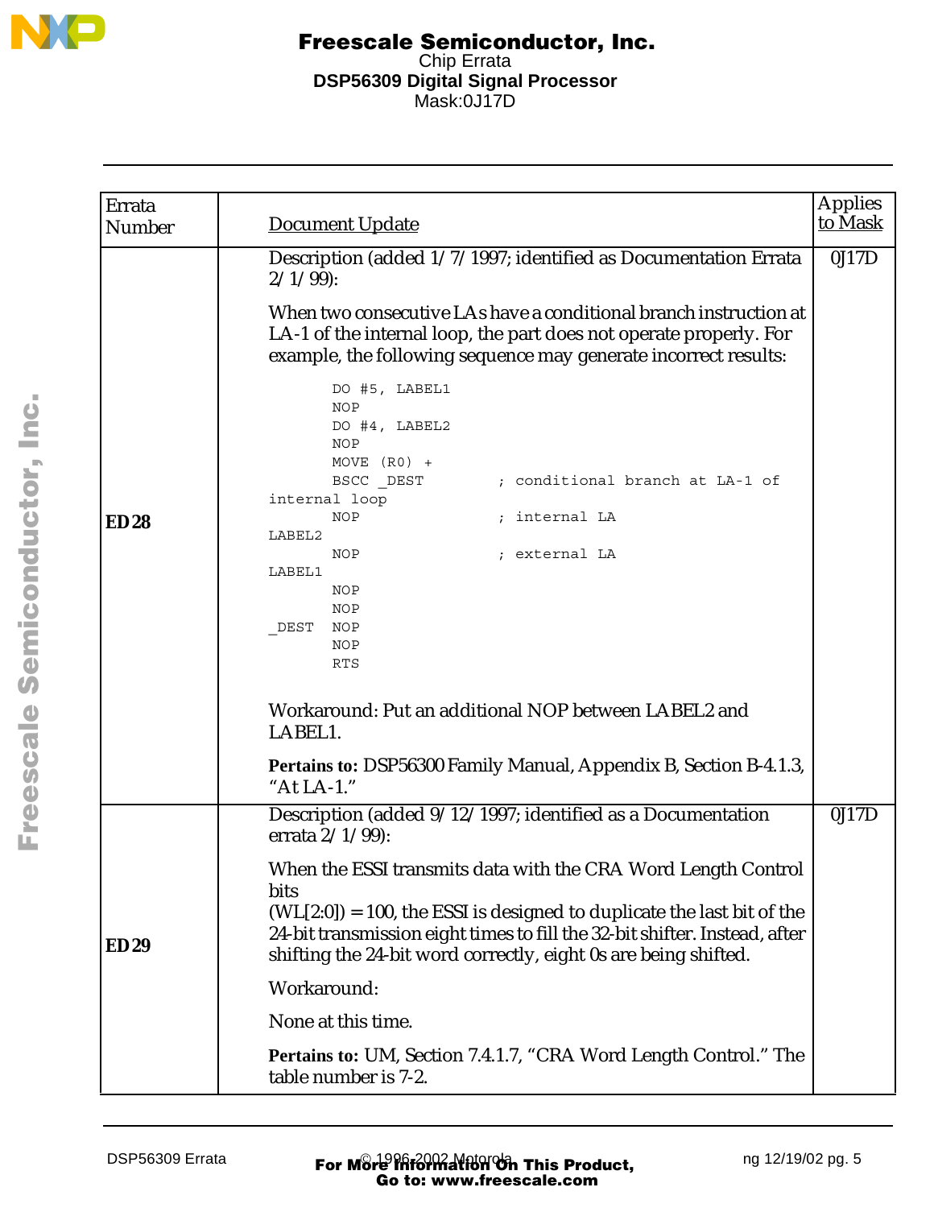| Errata Number | Document Update | Applies to Mask |
|---|---|---|
| **ED28** | Description (added 1/7/1997; identified as Documentation Errata 2/1/99):<br><br>When two consecutive LAs have a conditional branch instruction at LA-1 of the internal loop, the part does not operate properly. For example, the following sequence may generate incorrect results:<br><br>`DO #5, LABEL1`<br>`NOP`<br>`DO #4, LABEL2`<br>`NOP`<br>`MOVE (R0) +`<br>`BSCC _DEST ; conditional branch at LA-1 of internal loop`<br>`NOP ; internal LA`<br>`LABEL2`<br>`NOP ; external LA`<br>`LABEL1`<br>`NOP`<br>`NOP`<br>`_DEST NOP`<br>`NOP`<br>`RTS`<br><br>Workaround: Put an additional NOP between LABEL2 and LABEL1.<br><br>**Pertains to:** DSP56300 Family Manual, Appendix B, Section B-4.1.3, “At LA-1.” | 0J17D |
| **ED29** | Description (added 9/12/1997; identified as a Documentation errata 2/1/99):<br><br>When the ESSI transmits data with the CRA Word Length Control bits (WL[2:0]) = 100, the ESSI is designed to duplicate the last bit of the 24-bit transmission eight times to fill the 32-bit shifter. Instead, after shifting the 24-bit word correctly, eight 0s are being shifted.<br><br>Workaround:<br><br>None at this time.<br><br>**Pertains to:** UM, Section 7.4.1.7, “CRA Word Length Control.” The table number is 7-2. | 0J17D |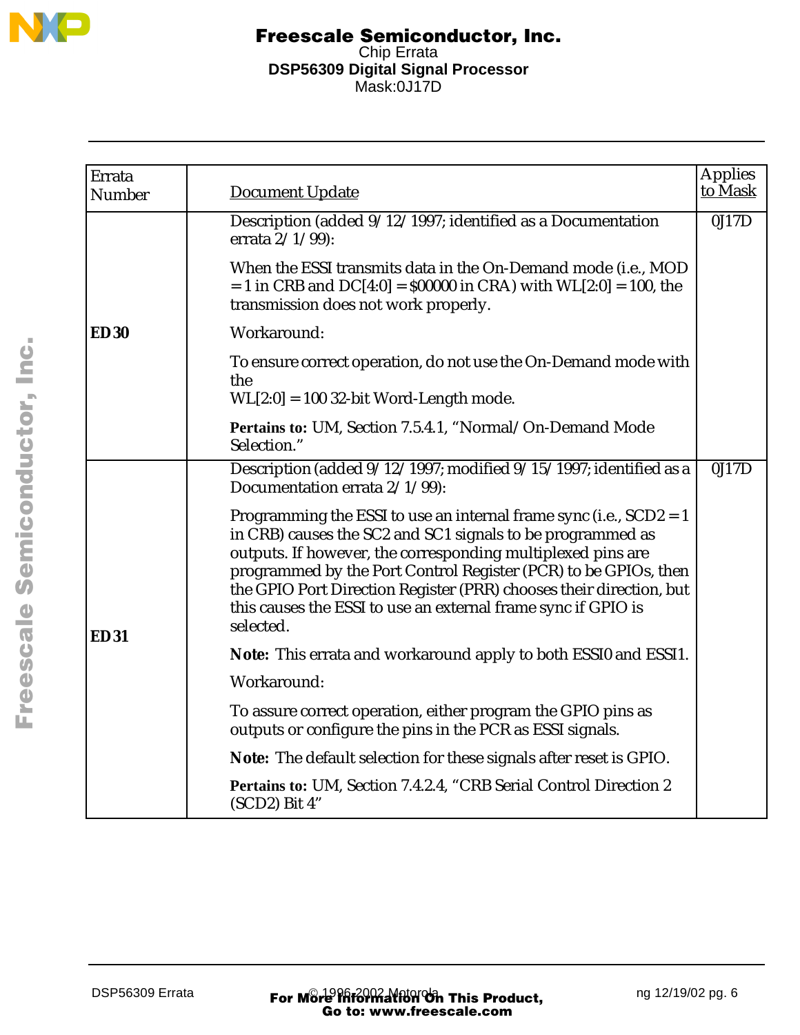| Errata Number | Document Update | Applies to Mask |
|---|---|---|
| **ED30** | Description (added 9/12/1997; identified as a Documentation errata 2/1/99):<br><br>When the ESSI transmits data in the On-Demand mode (i.e., MOD = 1 in CRB and DC[4:0] = $00000 in CRA) with WL[2:0] = 100, the transmission does not work properly.<br><br>Workaround:<br><br>To ensure correct operation, do not use the On-Demand mode with the<br>WL[2:0] = 100 32-bit Word-Length mode.<br><br>**Pertains to:** UM, Section 7.5.4.1, “Normal/On-Demand Mode Selection.” | 0J17D |
| **ED31** | Description (added 9/12/1997; modified 9/15/1997; identified as a Documentation errata 2/1/99):<br><br>Programming the ESSI to use an internal frame sync (i.e., SCD2 = 1 in CRB) causes the SC2 and SC1 signals to be programmed as outputs. If however, the corresponding multiplexed pins are programmed by the Port Control Register (PCR) to be GPIOs, then the GPIO Port Direction Register (PRR) chooses their direction, but this causes the ESSI to use an external frame sync if GPIO is selected.<br><br>**Note:** This errata and workaround apply to both ESSI0 and ESSI1.<br><br>Workaround:<br><br>To assure correct operation, either program the GPIO pins as outputs or configure the pins in the PCR as ESSI signals.<br><br>**Note:** The default selection for these signals after reset is GPIO.<br><br>**Pertains to:** UM, Section 7.4.2.4, “CRB Serial Control Direction 2 (SCD2) Bit 4” | 0J17D |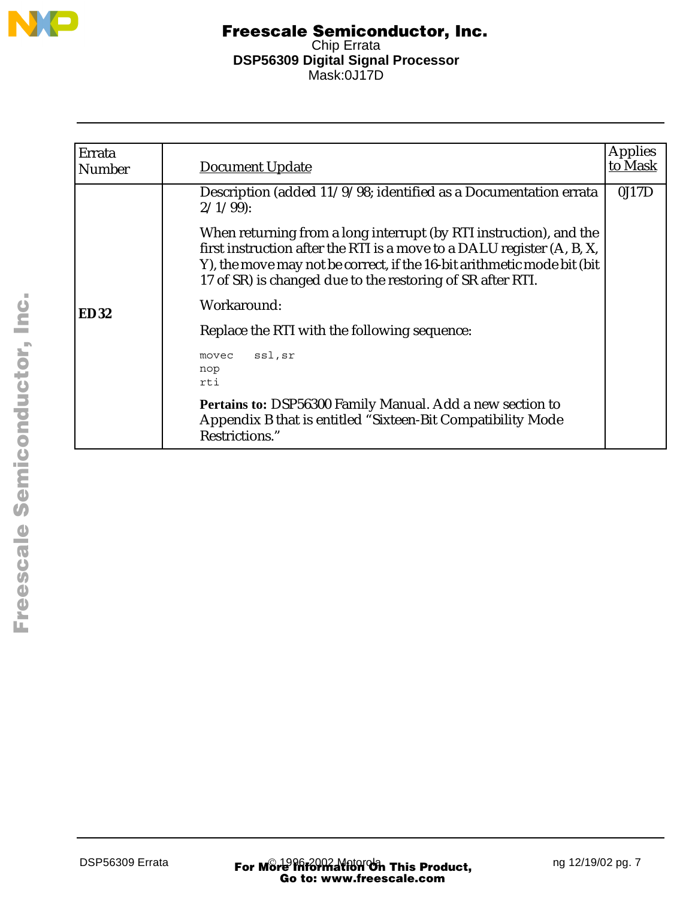| Errata Number | Document Update | Applies to Mask |
|---|---|---|
| **ED32** | Description (added 11/9/98; identified as a Documentation errata 2/1/99):<br><br>When returning from a long interrupt (by RTI instruction), and the first instruction after the RTI is a move to a DALU register (A, B, X, Y), the move may not be correct, if the 16-bit arithmetic mode bit (bit 17 of SR) is changed due to the restoring of SR after RTI.<br><br>Workaround:<br><br>Replace the RTI with the following sequence:<br><br>`movec   ssl,sr`<br>`nop`<br>`rti`<br><br>**Pertains to:** DSP56300 Family Manual. Add a new section to Appendix B that is entitled “Sixteen-Bit Compatibility Mode Restrictions.” | 0J17D |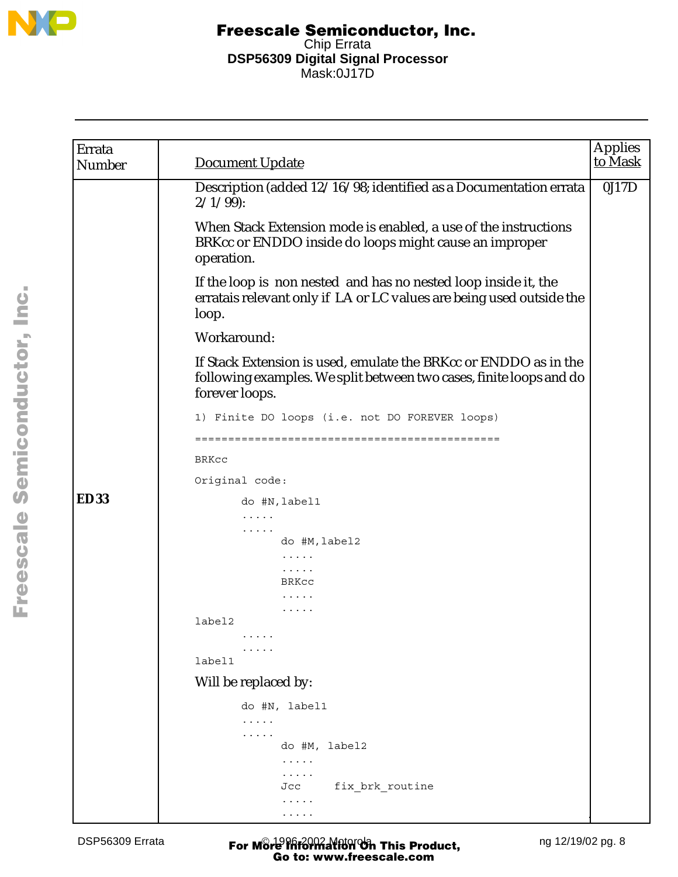| Errata Number | Document Update | Applies to Mask |
|---|---|---|
| ED33 | Description (added 12/16/98; identified as a Documentation errata 2/1/99):<br><br>When Stack Extension mode is enabled, a use of the instructions BRKcc or ENDDO inside do loops might cause an improper operation.<br><br>If the loop is non nested and has no nested loop inside it, the erratais relevant only if LA or LC values are being used outside the loop.<br><br>Workaround:<br><br>If Stack Extension is used, emulate the BRKcc or ENDDO as in the following examples. We split between two cases, finite loops and do forever loops. | 0J17D |

```
1) Finite DO loops (i.e. not DO FOREVER loops)

==============================================

BRKcc

Original code:

       do #N,label1
       .....
       .....
             do #M,label2
             .....
             .....
             BRKcc
             .....
             .....
label2
       .....
       .....
label1
```

Will be replaced by:

```
       do #N, label1
       .....
       .....
             do #M, label2
             .....
             .....
             Jcc     fix_brk_routine
             .....
             .....
```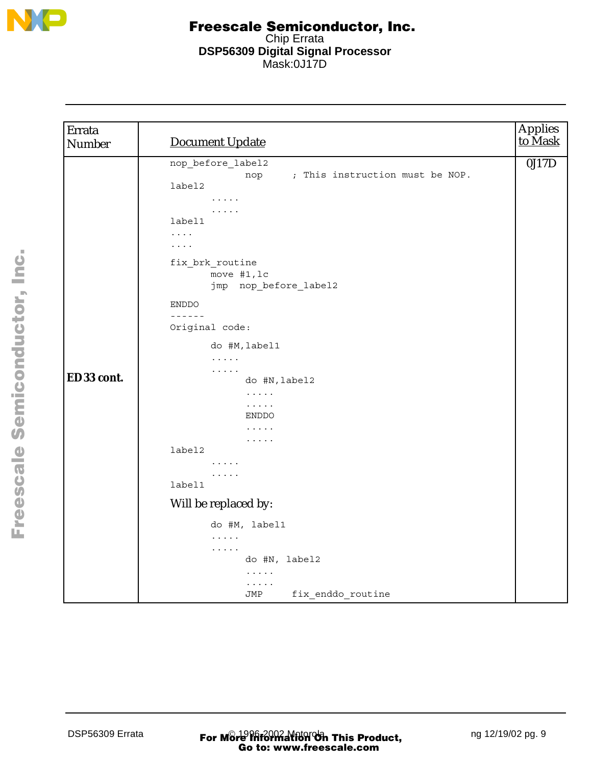| Errata Number | Document Update | Applies to Mask |
|---|---|---|
| ED 33 cont. | (see code below) | 0J17D |

```
nop_before_label2
                nop     ; This instruction must be NOP.
label2
        .....
        .....
label1
....
....

fix_brk_routine
        move #1,lc
        jmp  nop_before_label2

ENDDO
------
Original code:

        do #M,label1
        .....
        .....
              do #N,label2
              .....
              .....
              ENDDO
              .....
              .....
label2
        .....
        .....
label1
```

Will be replaced by:

```
        do #M, label1
        .....
        .....
              do #N, label2
              .....
              .....
              JMP     fix_enddo_routine
```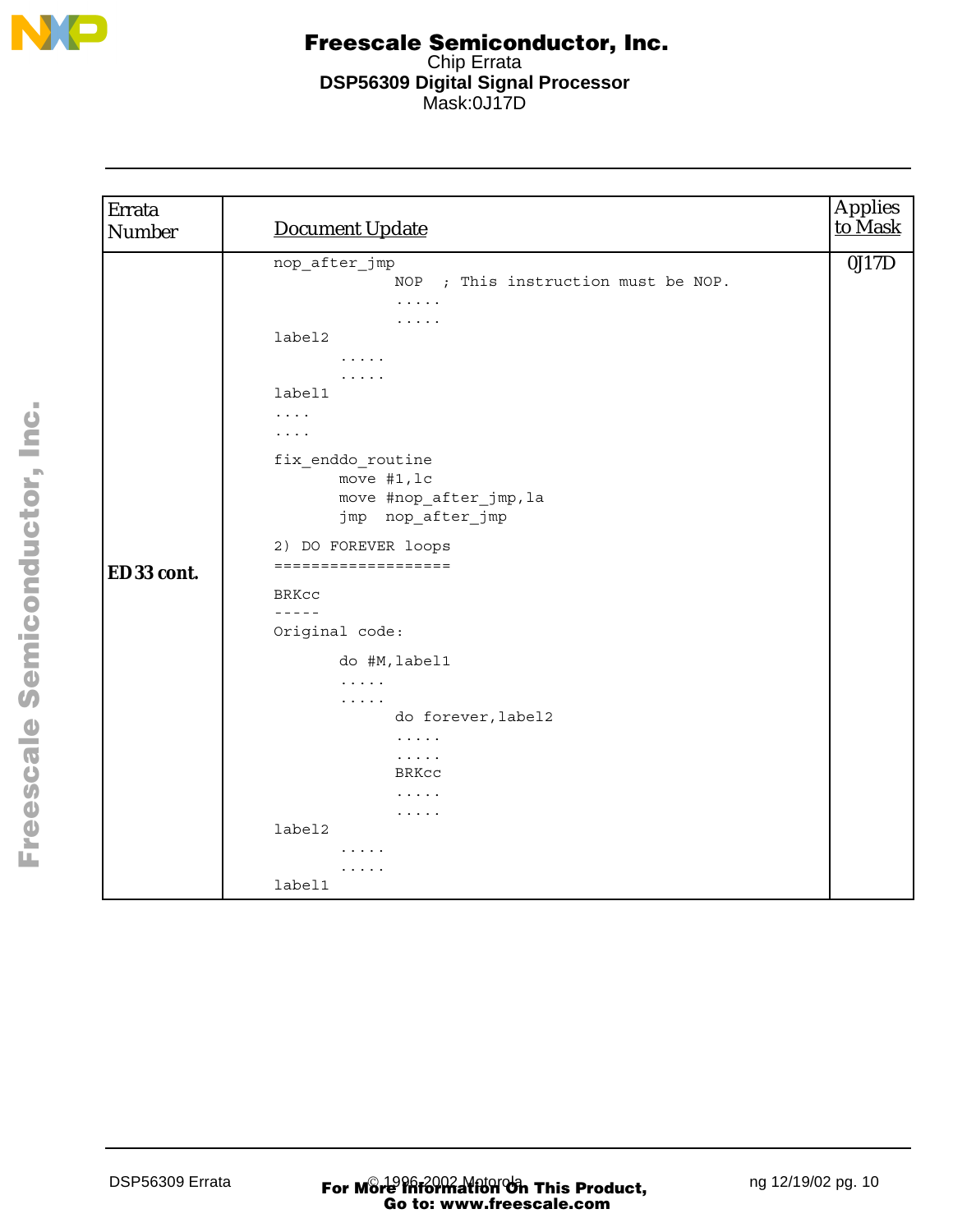| Errata Number | Document Update | Applies to Mask |
|---|---|---|
| **ED 33 cont.** | (see code below) | 0J17D |

```
nop_after_jmp
                 NOP  ; This instruction must be NOP.
                 .....
                 .....
label2
          .....
          .....
label1
....
....

fix_enddo_routine
          move #1,lc
          move #nop_after_jmp,la
          jmp  nop_after_jmp

2) DO FOREVER loops
===================

BRKcc
-----
Original code:

          do #M,label1
          .....
          .....
                 do forever,label2
                 .....
                 .....
                 BRKcc
                 .....
                 .....
label2
          .....
          .....
label1
```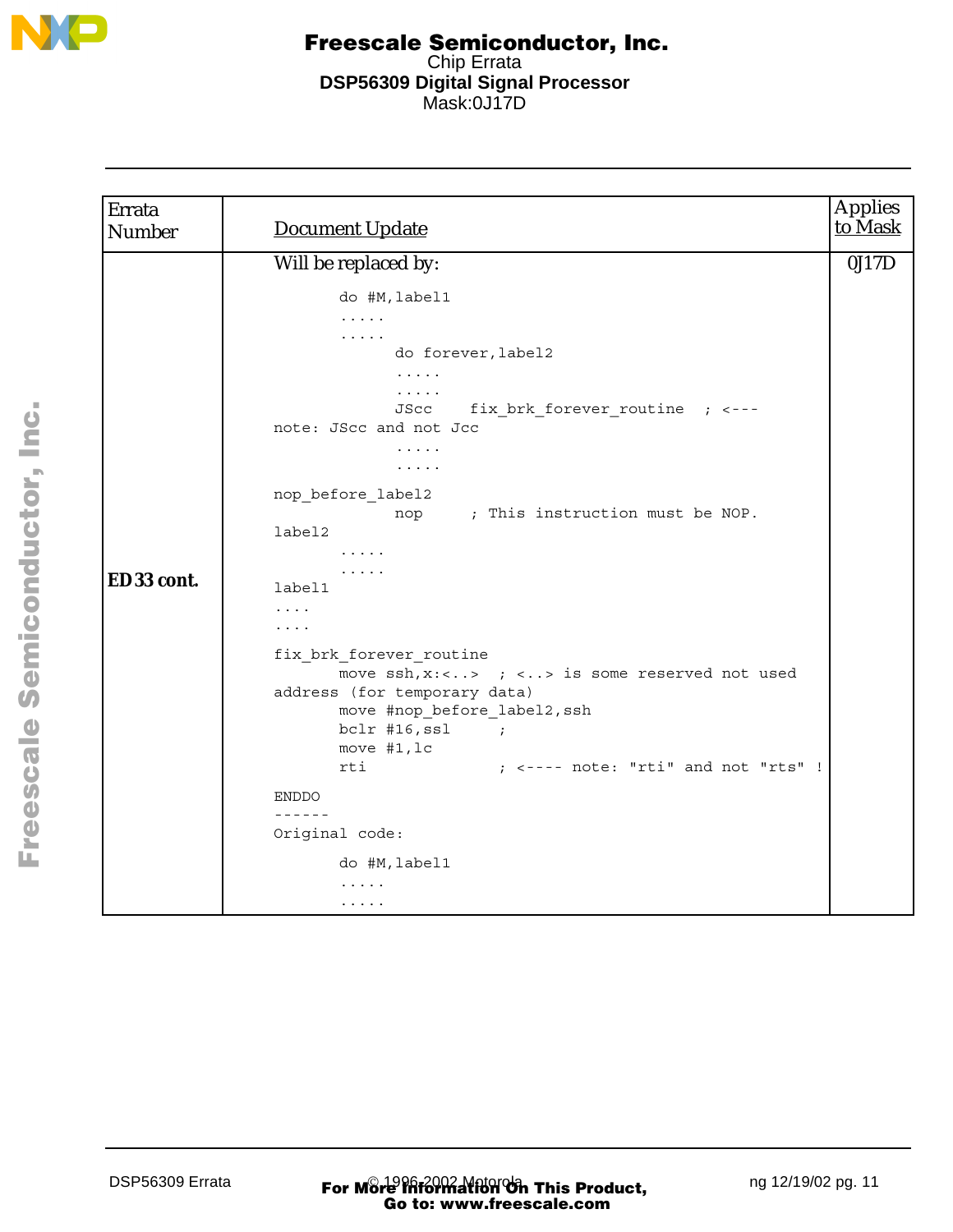| Errata Number | Document Update | Applies to Mask |
|---|---|---|
| ED 33 cont. | Will be replaced by:<br>```<br>       do #M,label1<br>       .....<br>       .....<br>             do forever,label2<br>             .....<br>             .....<br>             JScc    fix_brk_forever_routine  ; <--- note: JScc and not Jcc<br>             .....<br>             .....<br>nop_before_label2<br>             nop     ; This instruction must be NOP.<br>label2<br>       .....<br>       .....<br>label1<br>....<br>....<br>fix_brk_forever_routine<br>       move ssh,x:<..>  ; <..> is some reserved not used address (for temporary data)<br>       move #nop_before_label2,ssh<br>       bclr #16,ssl     ;<br>       move #1,lc<br>       rti              ; <---- note: "rti" and not "rts" !<br>ENDDO<br>------<br>Original code:<br>       do #M,label1<br>       .....<br>       .....<br>``` | 0J17D |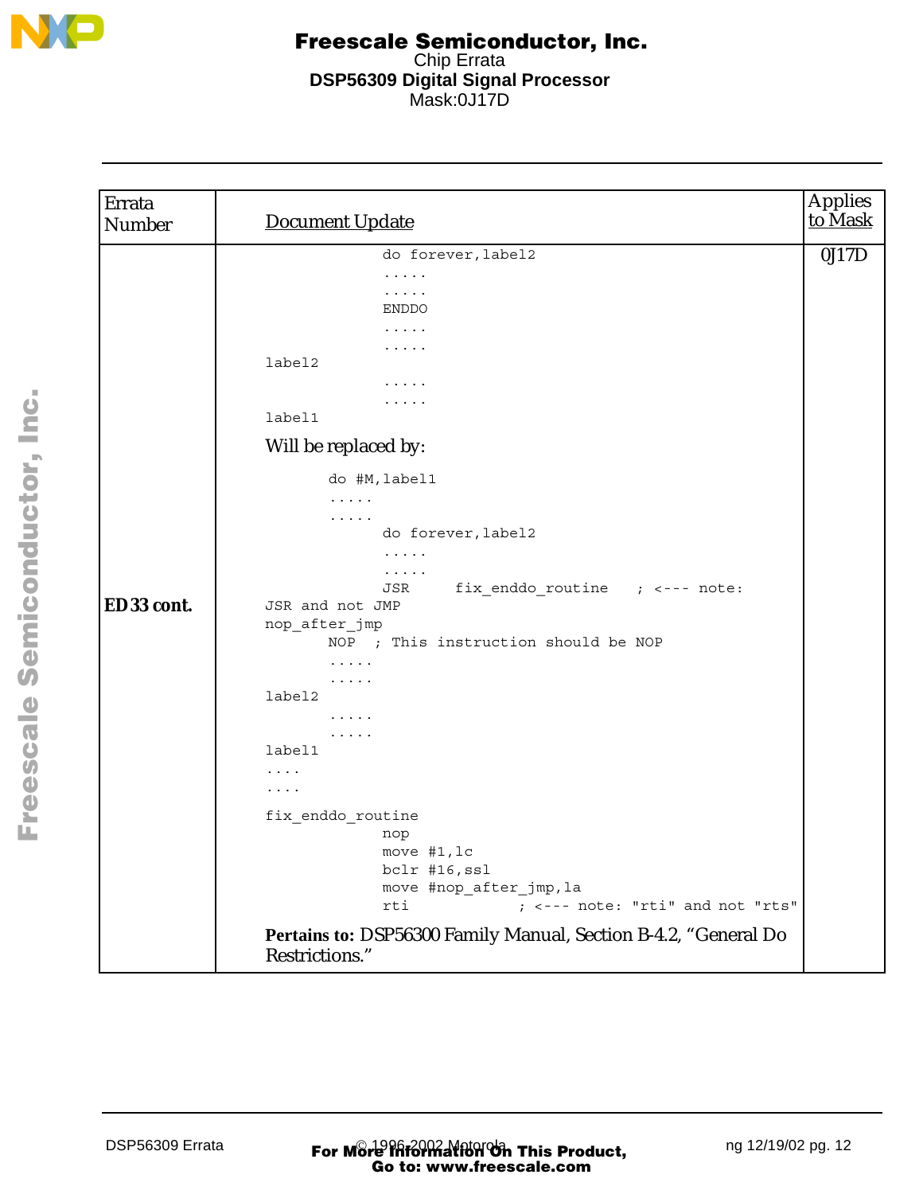| Errata Number | Document Update | Applies to Mask |
|---|---|---|
| ED 33 cont. | (see below) | 0J17D |

```
              do forever,label2
              .....
              .....
              ENDDO
              .....
              .....
label2
              .....
              .....
label1
```

Will be replaced by:

```
        do #M,label1
        .....
        .....
              do forever,label2
              .....
              .....
              JSR     fix_enddo_routine    ; <--- note:
JSR and not JMP
nop_after_jmp
        NOP  ; This instruction should be NOP
        .....
        .....
label2
        .....
        .....
label1
....
....
fix_enddo_routine
              nop
              move #1,lc
              bclr #16,ssl
              move #nop_after_jmp,la
              rti           ; <--- note: "rti" and not "rts"
```

**Pertains to:** DSP56300 Family Manual, Section B-4.2, “General Do Restrictions.”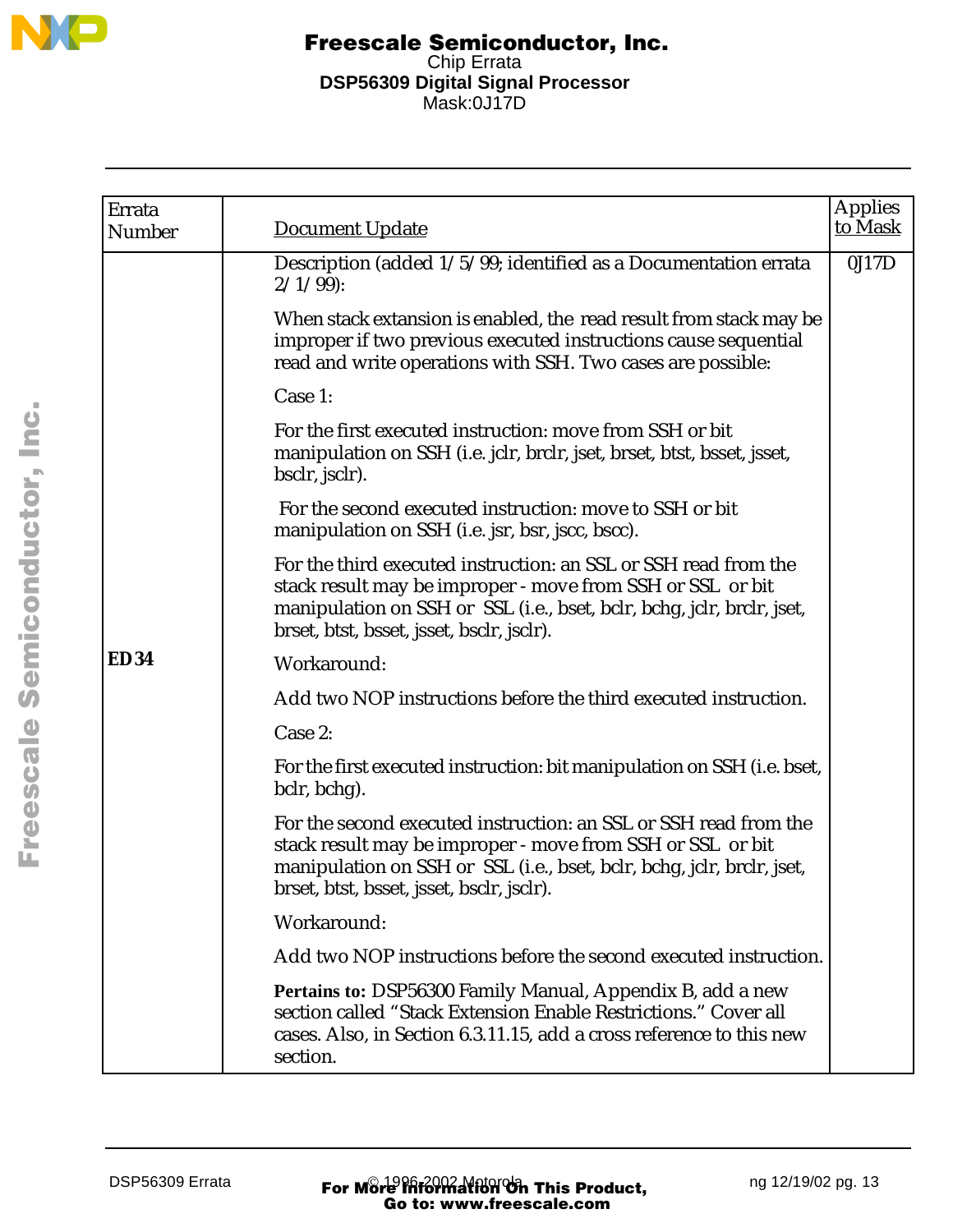| Errata Number | Document Update | Applies to Mask |
|---|---|---|
| ED 34 | Description (added 1/5/99; identified as a Documentation errata 2/1/99):<br><br>When stack extension is enabled, the read result from stack may be improper if two previous executed instructions cause sequential read and write operations with SSH. Two cases are possible:<br><br>Case 1:<br><br>For the first executed instruction: move from SSH or bit manipulation on SSH (i.e. jclr, brclr, jset, brset, btst, bsset, jsset, bsclr, jsclr).<br><br>For the second executed instruction: move to SSH or bit manipulation on SSH (i.e. jsr, bsr, jscc, bscc).<br><br>For the third executed instruction: an SSL or SSH read from the stack result may be improper - move from SSH or SSL or bit manipulation on SSH or SSL (i.e., bset, bclr, bchg, jclr, brclr, jset, brset, btst, bsset, jsset, bsclr, jsclr).<br><br>Workaround:<br><br>Add two NOP instructions before the third executed instruction.<br><br>Case 2:<br><br>For the first executed instruction: bit manipulation on SSH (i.e. bset, bclr, bchg).<br><br>For the second executed instruction: an SSL or SSH read from the stack result may be improper - move from SSH or SSL or bit manipulation on SSH or SSL (i.e., bset, bclr, bchg, jclr, brclr, jset, brset, btst, bsset, jsset, bsclr, jsclr).<br><br>Workaround:<br><br>Add two NOP instructions before the second executed instruction.<br><br>**Pertains to:** DSP56300 Family Manual, Appendix B, add a new section called "Stack Extension Enable Restrictions." Cover all cases. Also, in Section 6.3.11.15, add a cross reference to this new section. | 0J17D |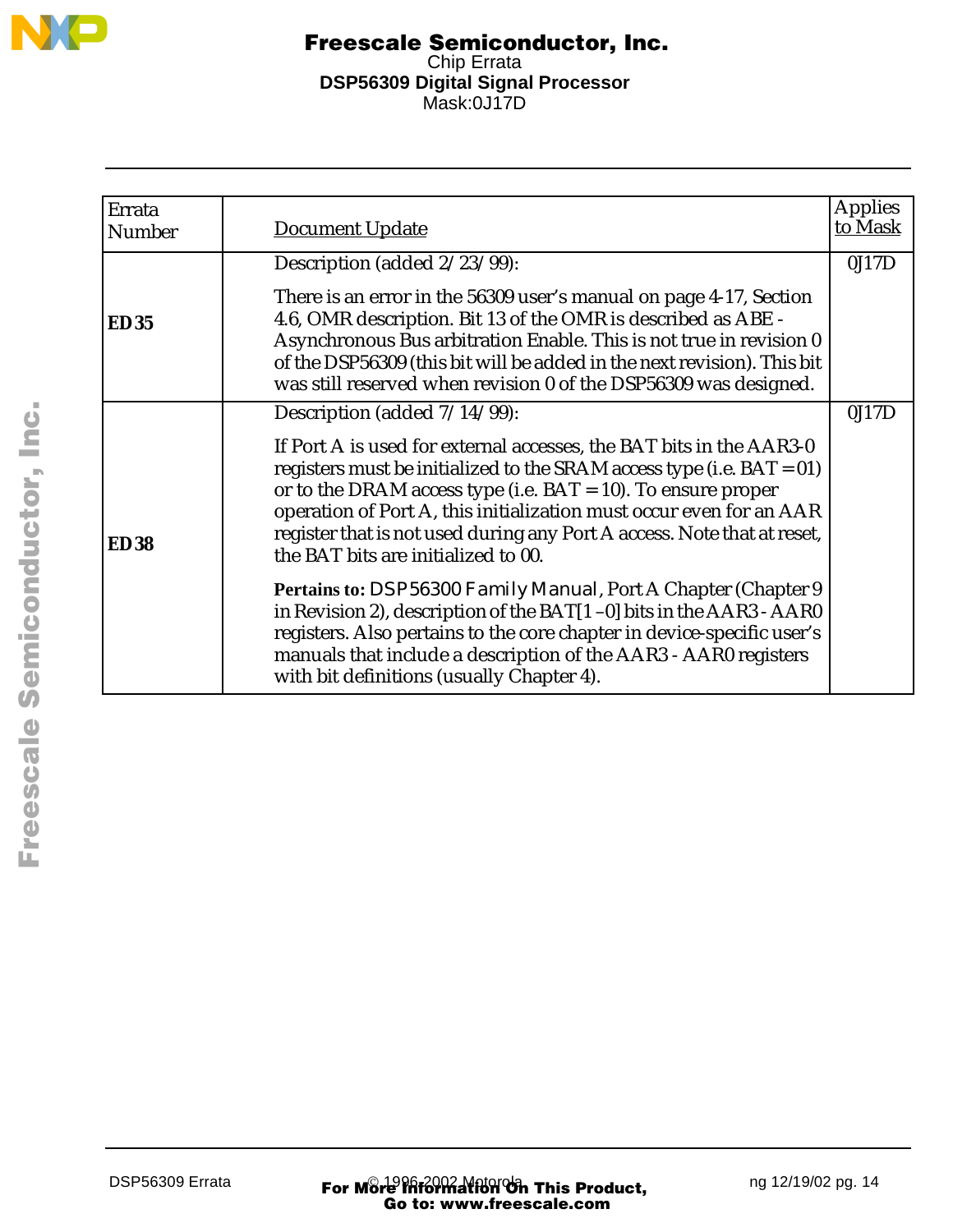| Errata Number | Document Update | Applies to Mask |
|---|---|---|
| **ED 35** | Description (added 2/23/99):<br><br>There is an error in the 56309 user's manual on page 4-17, Section 4.6, OMR description. Bit 13 of the OMR is described as ABE - Asynchronous Bus arbitration Enable. This is not true in revision 0 of the DSP56309 (this bit will be added in the next revision). This bit was still reserved when revision 0 of the DSP56309 was designed. | 0J17D |
| **ED 38** | Description (added 7/14/99):<br><br>If Port A is used for external accesses, the BAT bits in the AAR3-0 registers must be initialized to the SRAM access type (i.e. BAT = 01) or to the DRAM access type (i.e. BAT = 10). To ensure proper operation of Port A, this initialization must occur even for an AAR register that is not used during any Port A access. Note that at reset, the BAT bits are initialized to 00.<br><br>**Pertains to:** *DSP56300 Family Manual*, Port A Chapter (Chapter 9 in Revision 2), description of the BAT[1–0] bits in the AAR3 - AAR0 registers. Also pertains to the core chapter in device-specific user's manuals that include a description of the AAR3 - AAR0 registers with bit definitions (usually Chapter 4). | 0J17D |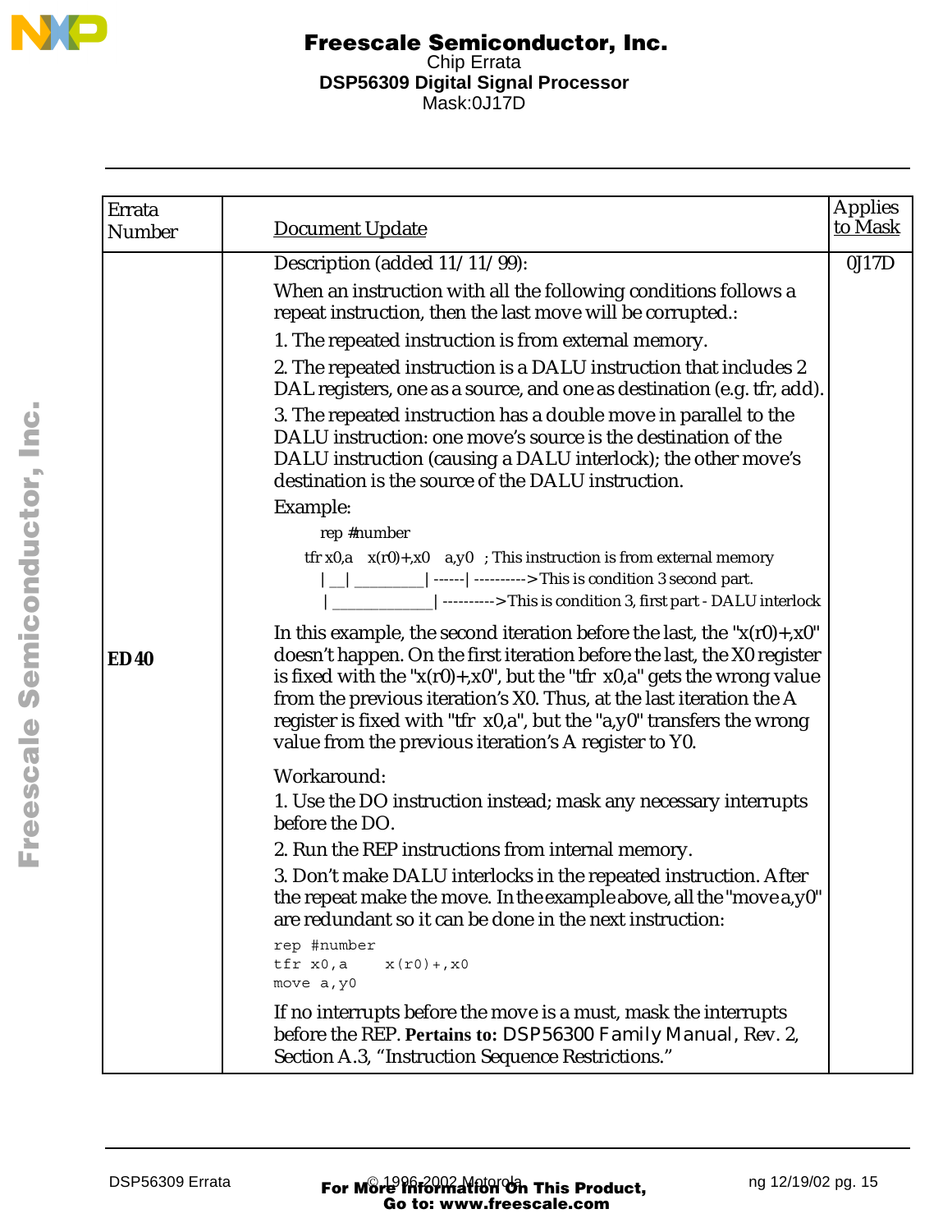| Errata Number | Document Update | Applies to Mask |
|---|---|---|
| ED40 | Description (added 11/11/99):<br>When an instruction with all the following conditions follows a repeat instruction, then the last move will be corrupted.:<br>1. The repeated instruction is from external memory.<br>2. The repeated instruction is a DALU instruction that includes 2 DAL registers, one as a source, and one as destination (e.g. tfr, add).<br>3. The repeated instruction has a double move in parallel to the DALU instruction: one move's source is the destination of the DALU instruction (causing a DALU interlock); the other move's destination is the source of the DALU instruction.<br>Example:<br>`rep #number`<br>`tfr x0,a    x(r0)+,x0    a,y0   ; This instruction is from external memory`<br>`   |__| _________| ------| ---------->This is condition 3 second part.`<br>`   |_____________| ---------->This is condition 3, first part - DALU interlock`<br>In this example, the second iteration before the last, the "x(r0)+,x0" doesn't happen. On the first iteration before the last, the X0 register is fixed with the "x(r0)+,x0", but the "tfr x0,a" gets the wrong value from the previous iteration's X0. Thus, at the last iteration the A register is fixed with "tfr x0,a", but the "a,y0" transfers the wrong value from the previous iteration's A register to Y0.<br>Workaround:<br>1. Use the DO instruction instead; mask any necessary interrupts before the DO.<br>2. Run the REP instructions from internal memory.<br>3. Don't make DALU interlocks in the repeated instruction. After the repeat make the move. In the example above, all the "move a,y0" are redundant so it can be done in the next instruction:<br>`rep #number`<br>`tfr x0,a     x(r0)+,x0`<br>`move a,y0`<br>If no interrupts before the move is a must, mask the interrupts before the REP. **Pertains to:** *DSP56300 Family Manual*, Rev. 2, Section A.3, "Instruction Sequence Restrictions." | 0J17D |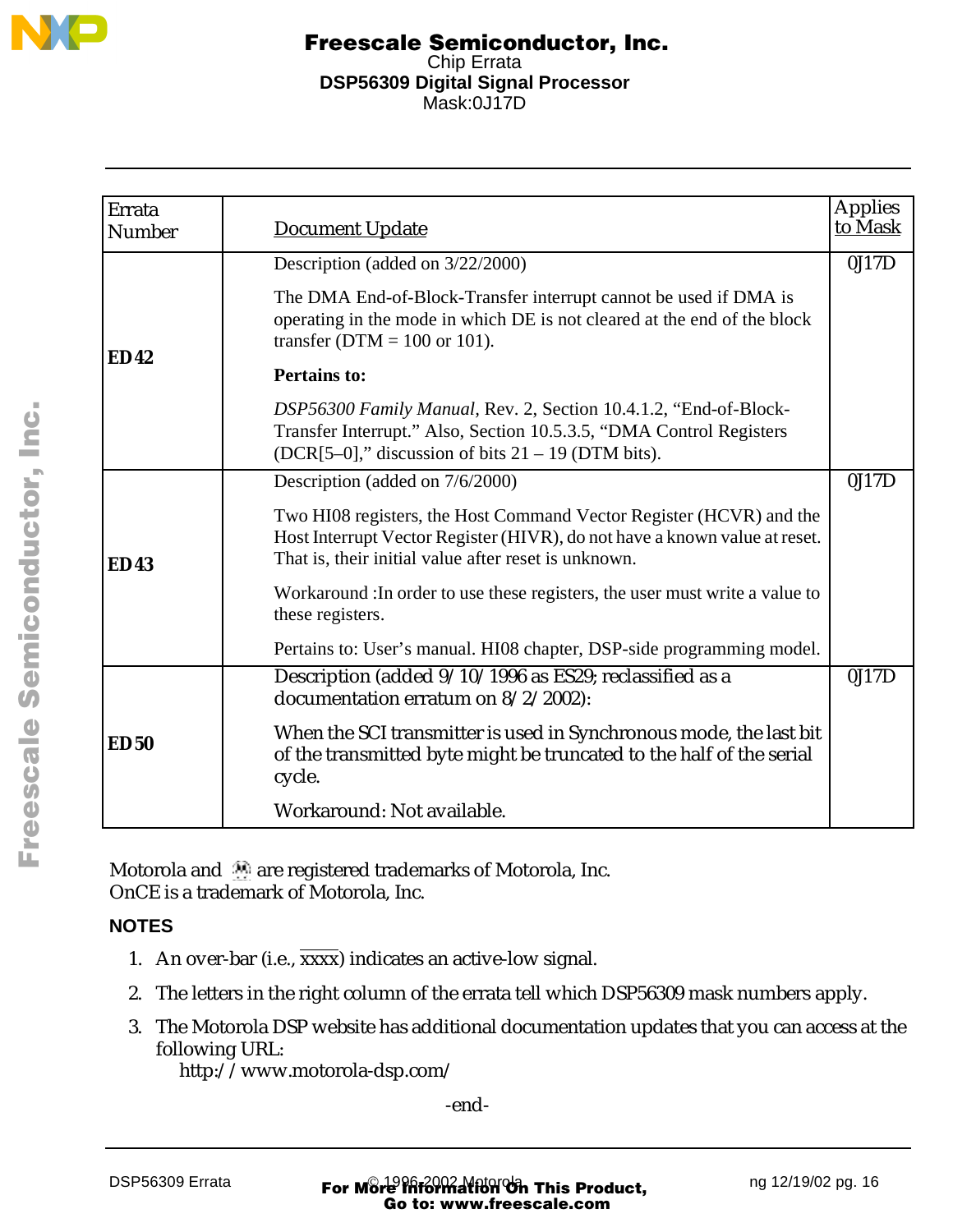| Errata Number | Document Update | Applies to Mask |
|---|---|---|
| **ED42** | Description (added on 3/22/2000)<br><br>The DMA End-of-Block-Transfer interrupt cannot be used if DMA is operating in the mode in which DE is not cleared at the end of the block transfer (DTM = 100 or 101).<br><br>**Pertains to:**<br><br>*DSP56300 Family Manual*, Rev. 2, Section 10.4.1.2, “End-of-Block-Transfer Interrupt.” Also, Section 10.5.3.5, “DMA Control Registers (DCR[5–0],” discussion of bits 21 – 19 (DTM bits). | 0J17D |
| **ED43** | Description (added on 7/6/2000)<br><br>Two HI08 registers, the Host Command Vector Register (HCVR) and the Host Interrupt Vector Register (HIVR), do not have a known value at reset. That is, their initial value after reset is unknown.<br><br>Workaround :In order to use these registers, the user must write a value to these registers.<br><br>Pertains to: User’s manual. HI08 chapter, DSP-side programming model. | 0J17D |
| **ED50** | Description (added 9/10/1996 as ES29; reclassified as a documentation erratum on 8/2/2002):<br><br>When the SCI transmitter is used in Synchronous mode, the last bit of the transmitted byte might be truncated to the half of the serial cycle.<br><br>Workaround: Not available. | 0J17D |

Motorola and are registered trademarks of Motorola, Inc.
OnCE is a trademark of Motorola, Inc.

**NOTES**

1. An over-bar (i.e., $\overline{xxxx}$) indicates an active-low signal.
2. The letters in the right column of the errata tell which DSP56309 mask numbers apply.
3. The Motorola DSP website has additional documentation updates that you can access at the following URL:
   http://www.motorola-dsp.com/

-end-